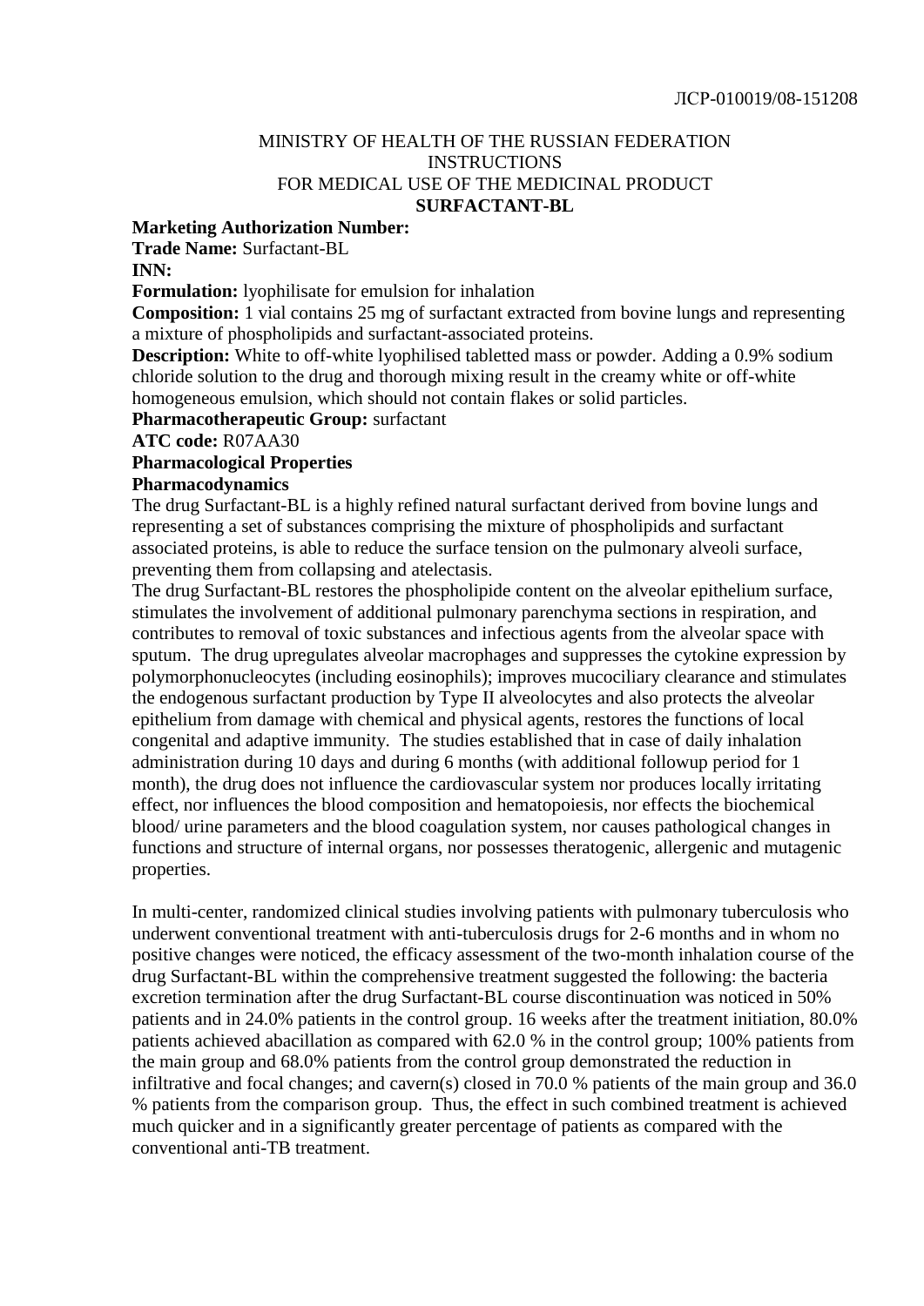ЛСР-010019/08-151208

MINISTRY OF HEALTH OF THE RUSSIAN FEDERATION
INSTRUCTIONS
FOR MEDICAL USE OF THE MEDICINAL PRODUCT
**SURFACTANT-BL**

**Marketing Authorization Number:**

**Trade Name:** Surfactant-BL

**INN:**

**Formulation:** lyophilisate for emulsion for inhalation

**Composition:** 1 vial contains 25 mg of surfactant extracted from bovine lungs and representing a mixture of phospholipids and surfactant-associated proteins.

**Description:** White to off-white lyophilised tabletted mass or powder. Adding a 0.9% sodium chloride solution to the drug and thorough mixing result in the creamy white or off-white homogeneous emulsion, which should not contain flakes or solid particles.

**Pharmacotherapeutic Group:** surfactant

**ATC code:** R07AA30

**Pharmacological Properties**

**Pharmacodynamics**

The drug Surfactant-BL is a highly refined natural surfactant derived from bovine lungs and representing a set of substances comprising the mixture of phospholipids and surfactant associated proteins, is able to reduce the surface tension on the pulmonary alveoli surface, preventing them from collapsing and atelectasis.

The drug Surfactant-BL restores the phospholipide content on the alveolar epithelium surface, stimulates the involvement of additional pulmonary parenchyma sections in respiration, and contributes to removal of toxic substances and infectious agents from the alveolar space with sputum. The drug upregulates alveolar macrophages and suppresses the cytokine expression by polymorphonucleocytes (including eosinophils); improves mucociliary clearance and stimulates the endogenous surfactant production by Type II alveolocytes and also protects the alveolar epithelium from damage with chemical and physical agents, restores the functions of local congenital and adaptive immunity. The studies established that in case of daily inhalation administration during 10 days and during 6 months (with additional followup period for 1 month), the drug does not influence the cardiovascular system nor produces locally irritating effect, nor influences the blood composition and hematopoiesis, nor effects the biochemical blood/ urine parameters and the blood coagulation system, nor causes pathological changes in functions and structure of internal organs, nor possesses theratogenic, allergenic and mutagenic properties.

In multi-center, randomized clinical studies involving patients with pulmonary tuberculosis who underwent conventional treatment with anti-tuberculosis drugs for 2-6 months and in whom no positive changes were noticed, the efficacy assessment of the two-month inhalation course of the drug Surfactant-BL within the comprehensive treatment suggested the following: the bacteria excretion termination after the drug Surfactant-BL course discontinuation was noticed in 50% patients and in 24.0% patients in the control group. 16 weeks after the treatment initiation, 80.0% patients achieved abacillation as compared with 62.0 % in the control group; 100% patients from the main group and 68.0% patients from the control group demonstrated the reduction in infiltrative and focal changes; and cavern(s) closed in 70.0 % patients of the main group and 36.0 % patients from the comparison group. Thus, the effect in such combined treatment is achieved much quicker and in a significantly greater percentage of patients as compared with the conventional anti-TB treatment.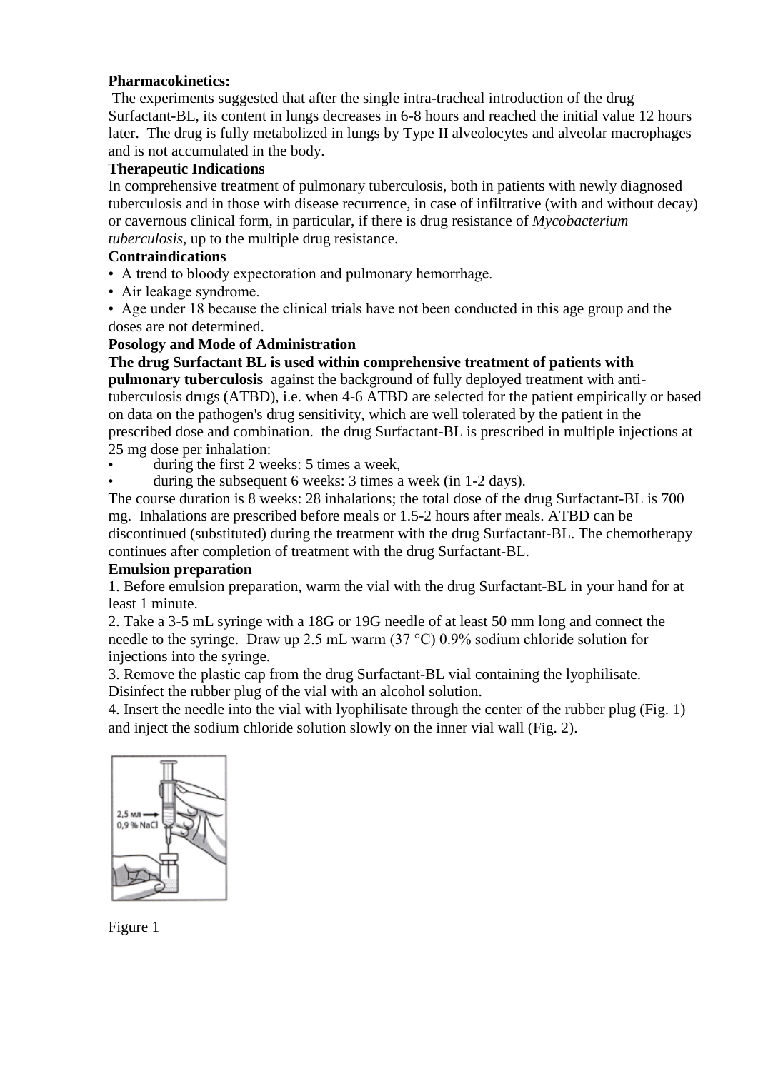**Pharmacokinetics:**

The experiments suggested that after the single intra-tracheal introduction of the drug Surfactant-BL, its content in lungs decreases in 6-8 hours and reached the initial value 12 hours later. The drug is fully metabolized in lungs by Type II alveolocytes and alveolar macrophages and is not accumulated in the body.

**Therapeutic Indications**

In comprehensive treatment of pulmonary tuberculosis, both in patients with newly diagnosed tuberculosis and in those with disease recurrence, in case of infiltrative (with and without decay) or cavernous clinical form, in particular, if there is drug resistance of *Mycobacterium tuberculosis,* up to the multiple drug resistance.

**Contraindications**

- A trend to bloody expectoration and pulmonary hemorrhage.
- Air leakage syndrome.
- Age under 18 because the clinical trials have not been conducted in this age group and the doses are not determined.

**Posology and Mode of Administration**

**The drug Surfactant BL is used within comprehensive treatment of patients with pulmonary tuberculosis** against the background of fully deployed treatment with anti-tuberculosis drugs (ATBD), i.e. when 4-6 ATBD are selected for the patient empirically or based on data on the pathogen's drug sensitivity, which are well tolerated by the patient in the prescribed dose and combination. the drug Surfactant-BL is prescribed in multiple injections at 25 mg dose per inhalation:

- during the first 2 weeks: 5 times a week,
- during the subsequent 6 weeks: 3 times a week (in 1-2 days).

The course duration is 8 weeks: 28 inhalations; the total dose of the drug Surfactant-BL is 700 mg. Inhalations are prescribed before meals or 1.5-2 hours after meals. ATBD can be discontinued (substituted) during the treatment with the drug Surfactant-BL. The chemotherapy continues after completion of treatment with the drug Surfactant-BL.

**Emulsion preparation**

1. Before emulsion preparation, warm the vial with the drug Surfactant-BL in your hand for at least 1 minute.
2. Take a 3-5 mL syringe with a 18G or 19G needle of at least 50 mm long and connect the needle to the syringe. Draw up 2.5 mL warm (37 °C) 0.9% sodium chloride solution for injections into the syringe.
3. Remove the plastic cap from the drug Surfactant-BL vial containing the lyophilisate. Disinfect the rubber plug of the vial with an alcohol solution.
4. Insert the needle into the vial with lyophilisate through the center of the rubber plug (Fig. 1) and inject the sodium chloride solution slowly on the inner vial wall (Fig. 2).

Figure 1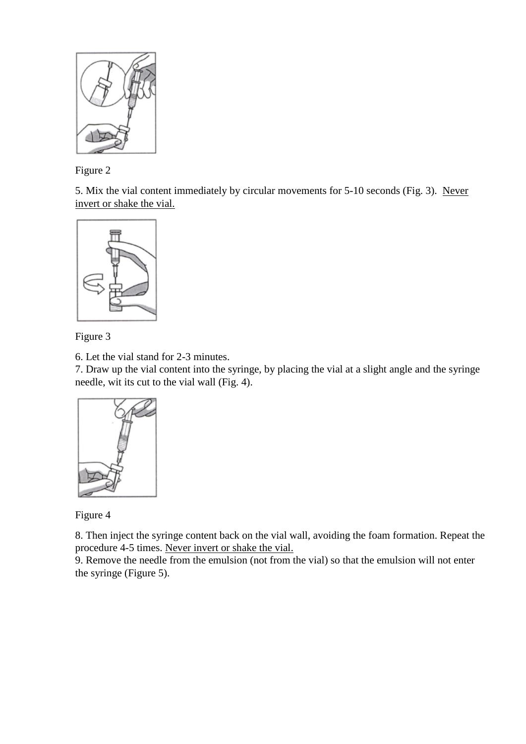Figure 2

5. Mix the vial content immediately by circular movements for 5-10 seconds (Fig. 3). Never invert or shake the vial.

Figure 3

6. Let the vial stand for 2-3 minutes.
7. Draw up the vial content into the syringe, by placing the vial at a slight angle and the syringe needle, wit its cut to the vial wall (Fig. 4).

Figure 4

8. Then inject the syringe content back on the vial wall, avoiding the foam formation. Repeat the procedure 4-5 times. Never invert or shake the vial.
9. Remove the needle from the emulsion (not from the vial) so that the emulsion will not enter the syringe (Figure 5).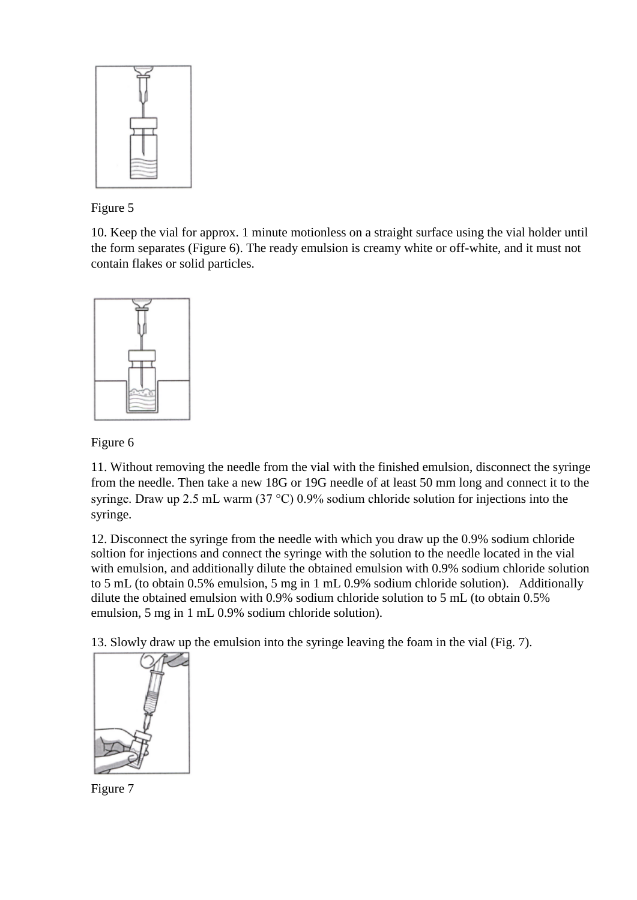Figure 5

10. Keep the vial for approx. 1 minute motionless on a straight surface using the vial holder until the form separates (Figure 6). The ready emulsion is creamy white or off-white, and it must not contain flakes or solid particles.

Figure 6

11. Without removing the needle from the vial with the finished emulsion, disconnect the syringe from the needle. Then take a new 18G or 19G needle of at least 50 mm long and connect it to the syringe. Draw up 2.5 mL warm (37 °C) 0.9% sodium chloride solution for injections into the syringe.

12. Disconnect the syringe from the needle with which you draw up the 0.9% sodium chloride soltion for injections and connect the syringe with the solution to the needle located in the vial with emulsion, and additionally dilute the obtained emulsion with 0.9% sodium chloride solution to 5 mL (to obtain 0.5% emulsion, 5 mg in 1 mL 0.9% sodium chloride solution). Additionally dilute the obtained emulsion with 0.9% sodium chloride solution to 5 mL (to obtain 0.5% emulsion, 5 mg in 1 mL 0.9% sodium chloride solution).

13. Slowly draw up the emulsion into the syringe leaving the foam in the vial (Fig. 7).

Figure 7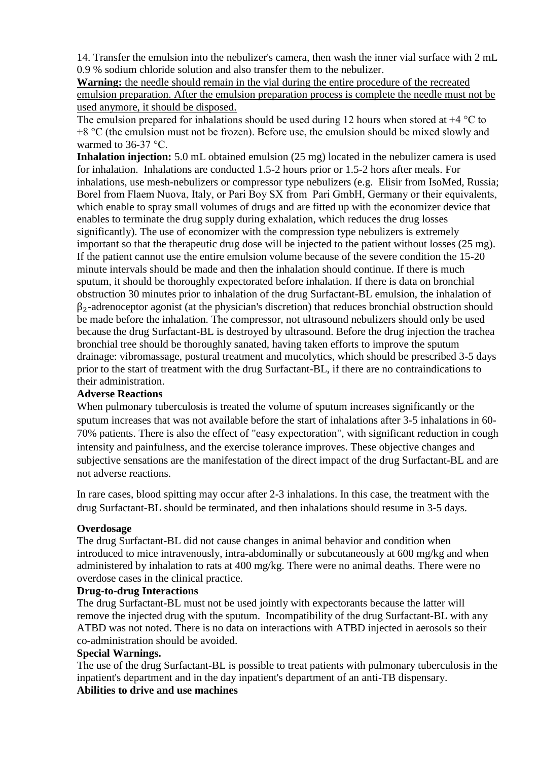14. Transfer the emulsion into the nebulizer's camera, then wash the inner vial surface with 2 mL 0.9 % sodium chloride solution and also transfer them to the nebulizer.

**Warning:** the needle should remain in the vial during the entire procedure of the recreated emulsion preparation. After the emulsion preparation process is complete the needle must not be used anymore, it should be disposed.

The emulsion prepared for inhalations should be used during 12 hours when stored at +4 °C to +8 °C (the emulsion must not be frozen). Before use, the emulsion should be mixed slowly and warmed to 36-37 °C.

**Inhalation injection:** 5.0 mL obtained emulsion (25 mg) located in the nebulizer camera is used for inhalation. Inhalations are conducted 1.5-2 hours prior or 1.5-2 hors after meals. For inhalations, use mesh-nebulizers or compressor type nebulizers (e.g. Elisir from IsoMed, Russia; Borel from Flaem Nuova, Italy, or Pari Boy SX from Pari GmbH, Germany or their equivalents, which enable to spray small volumes of drugs and are fitted up with the economizer device that enables to terminate the drug supply during exhalation, which reduces the drug losses significantly). The use of economizer with the compression type nebulizers is extremely important so that the therapeutic drug dose will be injected to the patient without losses (25 mg). If the patient cannot use the entire emulsion volume because of the severe condition the 15-20 minute intervals should be made and then the inhalation should continue. If there is much sputum, it should be thoroughly expectorated before inhalation. If there is data on bronchial obstruction 30 minutes prior to inhalation of the drug Surfactant-BL emulsion, the inhalation of $\beta_2$-adrenoceptor agonist (at the physician's discretion) that reduces bronchial obstruction should be made before the inhalation. The compressor, not ultrasound nebulizers should only be used because the drug Surfactant-BL is destroyed by ultrasound. Before the drug injection the trachea bronchial tree should be thoroughly sanated, having taken efforts to improve the sputum drainage: vibromassage, postural treatment and mucolytics, which should be prescribed 3-5 days prior to the start of treatment with the drug Surfactant-BL, if there are no contraindications to their administration.

**Adverse Reactions**

When pulmonary tuberculosis is treated the volume of sputum increases significantly or the sputum increases that was not available before the start of inhalations after 3-5 inhalations in 60-70% patients. There is also the effect of "easy expectoration", with significant reduction in cough intensity and painfulness, and the exercise tolerance improves. These objective changes and subjective sensations are the manifestation of the direct impact of the drug Surfactant-BL and are not adverse reactions.

In rare cases, blood spitting may occur after 2-3 inhalations. In this case, the treatment with the drug Surfactant-BL should be terminated, and then inhalations should resume in 3-5 days.

**Overdosage**

The drug Surfactant-BL did not cause changes in animal behavior and condition when introduced to mice intravenously, intra-abdominally or subcutaneously at 600 mg/kg and when administered by inhalation to rats at 400 mg/kg. There were no animal deaths. There were no overdose cases in the clinical practice.

**Drug-to-drug Interactions**

The drug Surfactant-BL must not be used jointly with expectorants because the latter will remove the injected drug with the sputum. Incompatibility of the drug Surfactant-BL with any ATBD was not noted. There is no data on interactions with ATBD injected in aerosols so their co-administration should be avoided.

**Special Warnings.**

The use of the drug Surfactant-BL is possible to treat patients with pulmonary tuberculosis in the inpatient's department and in the day inpatient's department of an anti-TB dispensary.

**Abilities to drive and use machines**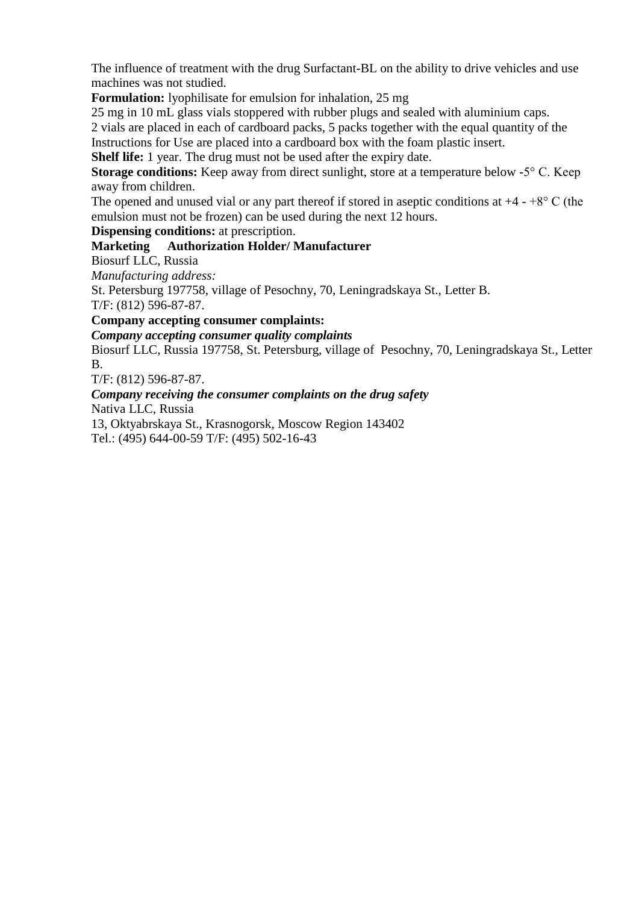The influence of treatment with the drug Surfactant-BL on the ability to drive vehicles and use machines was not studied.

**Formulation:** lyophilisate for emulsion for inhalation, 25 mg

25 mg in 10 mL glass vials stoppered with rubber plugs and sealed with aluminium caps.

2 vials are placed in each of cardboard packs, 5 packs together with the equal quantity of the Instructions for Use are placed into a cardboard box with the foam plastic insert.

**Shelf life:** 1 year. The drug must not be used after the expiry date.

**Storage conditions:** Keep away from direct sunlight, store at a temperature below -5° C. Keep away from children.

The opened and unused vial or any part thereof if stored in aseptic conditions at +4 - +8° C (the emulsion must not be frozen) can be used during the next 12 hours.

**Dispensing conditions:** at prescription.

**Marketing Authorization Holder/ Manufacturer**

Biosurf LLC, Russia

*Manufacturing address:*

St. Petersburg 197758, village of Pesochny, 70, Leningradskaya St., Letter B.

T/F: (812) 596-87-87.

**Company accepting consumer complaints:**

***Company accepting consumer quality complaints***

Biosurf LLC, Russia 197758, St. Petersburg, village of Pesochny, 70, Leningradskaya St., Letter B.

T/F: (812) 596-87-87.

***Company receiving the consumer complaints on the drug safety***

Nativa LLC, Russia

13, Oktyabrskaya St., Krasnogorsk, Moscow Region 143402

Tel.: (495) 644-00-59 T/F: (495) 502-16-43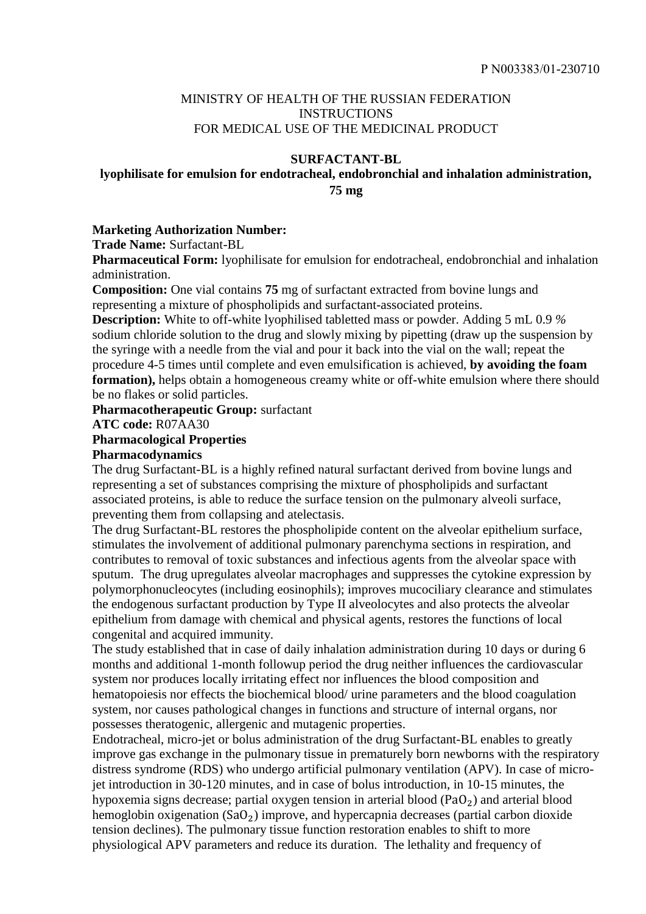P N003383/01-230710

MINISTRY OF HEALTH OF THE RUSSIAN FEDERATION
INSTRUCTIONS
FOR MEDICAL USE OF THE MEDICINAL PRODUCT

**SURFACTANT-BL**

**lyophilisate for emulsion for endotracheal, endobronchial and inhalation administration, 75 mg**

**Marketing Authorization Number:**

**Trade Name:** Surfactant-BL

**Pharmaceutical Form:** lyophilisate for emulsion for endotracheal, endobronchial and inhalation administration.

**Composition:** One vial contains **75** mg of surfactant extracted from bovine lungs and representing a mixture of phospholipids and surfactant-associated proteins.

**Description:** White to off-white lyophilised tabletted mass or powder. Adding 5 mL 0.9 % sodium chloride solution to the drug and slowly mixing by pipetting (draw up the suspension by the syringe with a needle from the vial and pour it back into the vial on the wall; repeat the procedure 4-5 times until complete and even emulsification is achieved, **by avoiding the foam formation),** helps obtain a homogeneous creamy white or off-white emulsion where there should be no flakes or solid particles.

**Pharmacotherapeutic Group:** surfactant

**ATC code:** R07AA30

**Pharmacological Properties**

**Pharmacodynamics**

The drug Surfactant-BL is a highly refined natural surfactant derived from bovine lungs and representing a set of substances comprising the mixture of phospholipids and surfactant associated proteins, is able to reduce the surface tension on the pulmonary alveoli surface, preventing them from collapsing and atelectasis.

The drug Surfactant-BL restores the phospholipide content on the alveolar epithelium surface, stimulates the involvement of additional pulmonary parenchyma sections in respiration, and contributes to removal of toxic substances and infectious agents from the alveolar space with sputum. The drug upregulates alveolar macrophages and suppresses the cytokine expression by polymorphonucleocytes (including eosinophils); improves mucociliary clearance and stimulates the endogenous surfactant production by Type II alveolocytes and also protects the alveolar epithelium from damage with chemical and physical agents, restores the functions of local congenital and acquired immunity.

The study established that in case of daily inhalation administration during 10 days or during 6 months and additional 1-month followup period the drug neither influences the cardiovascular system nor produces locally irritating effect nor influences the blood composition and hematopoiesis nor effects the biochemical blood/ urine parameters and the blood coagulation system, nor causes pathological changes in functions and structure of internal organs, nor possesses theratogenic, allergenic and mutagenic properties.

Endotracheal, micro-jet or bolus administration of the drug Surfactant-BL enables to greatly improve gas exchange in the pulmonary tissue in prematurely born newborns with the respiratory distress syndrome (RDS) who undergo artificial pulmonary ventilation (APV). In case of micro-jet introduction in 30-120 minutes, and in case of bolus introduction, in 10-15 minutes, the hypoxemia signs decrease; partial oxygen tension in arterial blood ($PaO_2$) and arterial blood hemoglobin oxigenation ($SaO_2$) improve, and hypercapnia decreases (partial carbon dioxide tension declines). The pulmonary tissue function restoration enables to shift to more physiological APV parameters and reduce its duration. The lethality and frequency of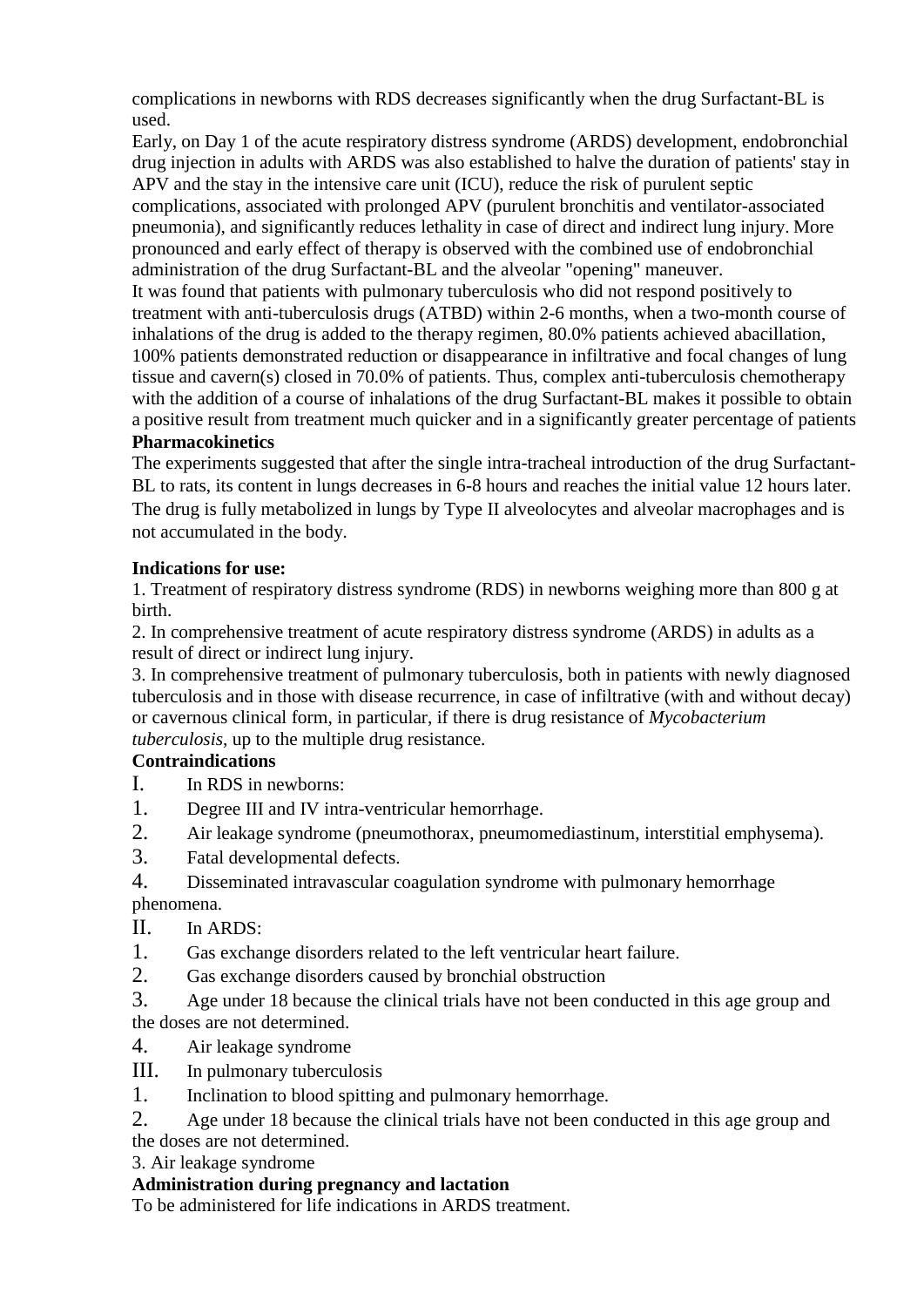complications in newborns with RDS decreases significantly when the drug Surfactant-BL is used.

Early, on Day 1 of the acute respiratory distress syndrome (ARDS) development, endobronchial drug injection in adults with ARDS was also established to halve the duration of patients' stay in APV and the stay in the intensive care unit (ICU), reduce the risk of purulent septic complications, associated with prolonged APV (purulent bronchitis and ventilator-associated pneumonia), and significantly reduces lethality in case of direct and indirect lung injury. More pronounced and early effect of therapy is observed with the combined use of endobronchial administration of the drug Surfactant-BL and the alveolar "opening" maneuver.

It was found that patients with pulmonary tuberculosis who did not respond positively to treatment with anti-tuberculosis drugs (ATBD) within 2-6 months, when a two-month course of inhalations of the drug is added to the therapy regimen, 80.0% patients achieved abacillation, 100% patients demonstrated reduction or disappearance in infiltrative and focal changes of lung tissue and cavern(s) closed in 70.0% of patients. Thus, complex anti-tuberculosis chemotherapy with the addition of a course of inhalations of the drug Surfactant-BL makes it possible to obtain a positive result from treatment much quicker and in a significantly greater percentage of patients

**Pharmacokinetics**

The experiments suggested that after the single intra-tracheal introduction of the drug Surfactant-BL to rats, its content in lungs decreases in 6-8 hours and reaches the initial value 12 hours later. The drug is fully metabolized in lungs by Type II alveolocytes and alveolar macrophages and is not accumulated in the body.

**Indications for use:**

1. Treatment of respiratory distress syndrome (RDS) in newborns weighing more than 800 g at birth.
2. In comprehensive treatment of acute respiratory distress syndrome (ARDS) in adults as a result of direct or indirect lung injury.
3. In comprehensive treatment of pulmonary tuberculosis, both in patients with newly diagnosed tuberculosis and in those with disease recurrence, in case of infiltrative (with and without decay) or cavernous clinical form, in particular, if there is drug resistance of *Mycobacterium tuberculosis*, up to the multiple drug resistance.

**Contraindications**

I. In RDS in newborns:

1. Degree III and IV intra-ventricular hemorrhage.
2. Air leakage syndrome (pneumothorax, pneumomediastinum, interstitial emphysema).
3. Fatal developmental defects.
4. Disseminated intravascular coagulation syndrome with pulmonary hemorrhage phenomena.

II. In ARDS:

1. Gas exchange disorders related to the left ventricular heart failure.
2. Gas exchange disorders caused by bronchial obstruction
3. Age under 18 because the clinical trials have not been conducted in this age group and the doses are not determined.
4. Air leakage syndrome

III. In pulmonary tuberculosis

1. Inclination to blood spitting and pulmonary hemorrhage.
2. Age under 18 because the clinical trials have not been conducted in this age group and the doses are not determined.
3. Air leakage syndrome

**Administration during pregnancy and lactation**

To be administered for life indications in ARDS treatment.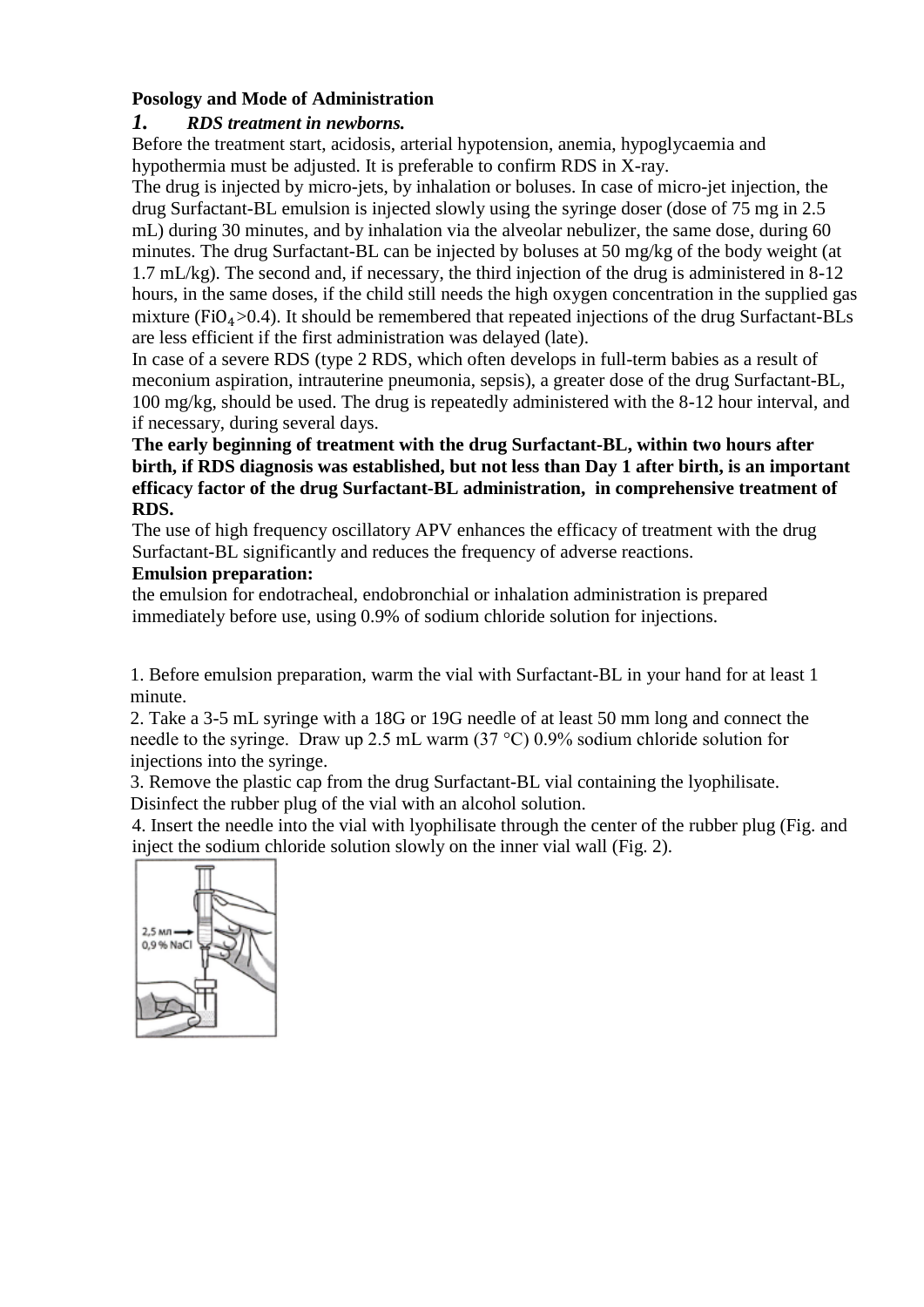**Posology and Mode of Administration**

***1. RDS treatment in newborns.***

Before the treatment start, acidosis, arterial hypotension, anemia, hypoglycaemia and hypothermia must be adjusted. It is preferable to confirm RDS in X-ray.

The drug is injected by micro-jets, by inhalation or boluses. In case of micro-jet injection, the drug Surfactant-BL emulsion is injected slowly using the syringe doser (dose of 75 mg in 2.5 mL) during 30 minutes, and by inhalation via the alveolar nebulizer, the same dose, during 60 minutes. The drug Surfactant-BL can be injected by boluses at 50 mg/kg of the body weight (at 1.7 mL/kg). The second and, if necessary, the third injection of the drug is administered in 8-12 hours, in the same doses, if the child still needs the high oxygen concentration in the supplied gas mixture ($FiO_4$>0.4). It should be remembered that repeated injections of the drug Surfactant-BLs are less efficient if the first administration was delayed (late).

In case of a severe RDS (type 2 RDS, which often develops in full-term babies as a result of meconium aspiration, intrauterine pneumonia, sepsis), a greater dose of the drug Surfactant-BL, 100 mg/kg, should be used. The drug is repeatedly administered with the 8-12 hour interval, and if necessary, during several days.

**The early beginning of treatment with the drug Surfactant-BL, within two hours after birth, if RDS diagnosis was established, but not less than Day 1 after birth, is an important efficacy factor of the drug Surfactant-BL administration, in comprehensive treatment of RDS.**

The use of high frequency oscillatory APV enhances the efficacy of treatment with the drug Surfactant-BL significantly and reduces the frequency of adverse reactions.

**Emulsion preparation:**

the emulsion for endotracheal, endobronchial or inhalation administration is prepared immediately before use, using 0.9% of sodium chloride solution for injections.

1. Before emulsion preparation, warm the vial with Surfactant-BL in your hand for at least 1 minute.
2. Take a 3-5 mL syringe with a 18G or 19G needle of at least 50 mm long and connect the needle to the syringe. Draw up 2.5 mL warm (37 °C) 0.9% sodium chloride solution for injections into the syringe.
3. Remove the plastic cap from the drug Surfactant-BL vial containing the lyophilisate. Disinfect the rubber plug of the vial with an alcohol solution.
4. Insert the needle into the vial with lyophilisate through the center of the rubber plug (Fig. and inject the sodium chloride solution slowly on the inner vial wall (Fig. 2).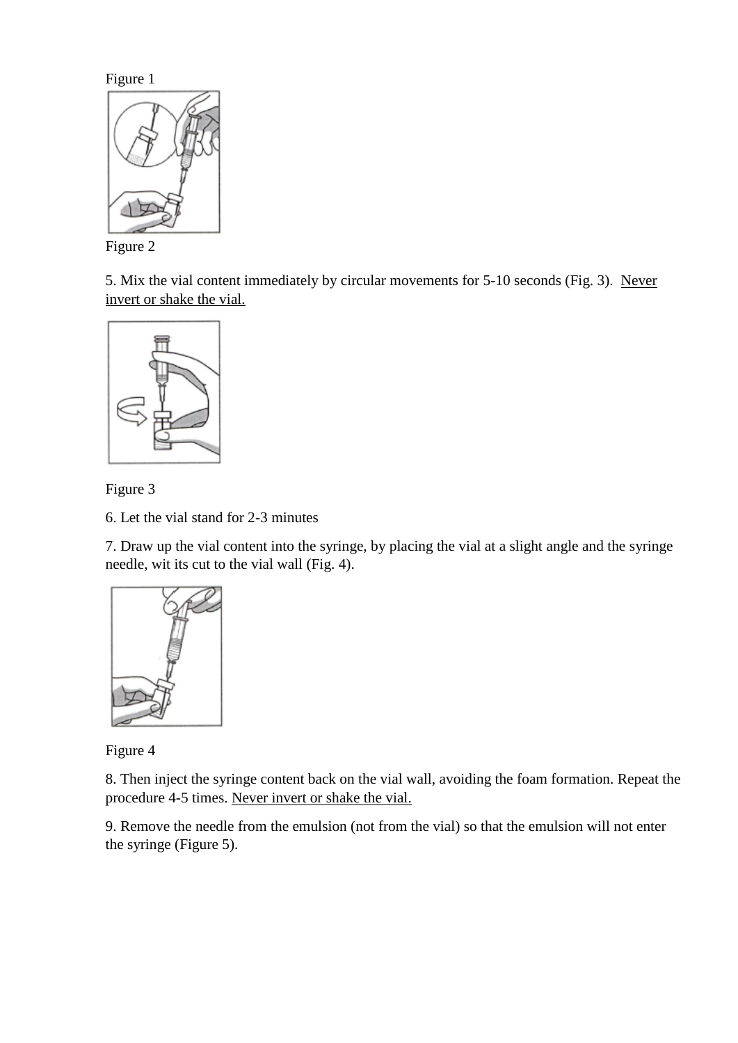Figure 1

Figure 2

5. Mix the vial content immediately by circular movements for 5-10 seconds (Fig. 3). Never invert or shake the vial.

Figure 3

6. Let the vial stand for 2-3 minutes

7. Draw up the vial content into the syringe, by placing the vial at a slight angle and the syringe needle, wit its cut to the vial wall (Fig. 4).

Figure 4

8. Then inject the syringe content back on the vial wall, avoiding the foam formation. Repeat the procedure 4-5 times. Never invert or shake the vial.

9. Remove the needle from the emulsion (not from the vial) so that the emulsion will not enter the syringe (Figure 5).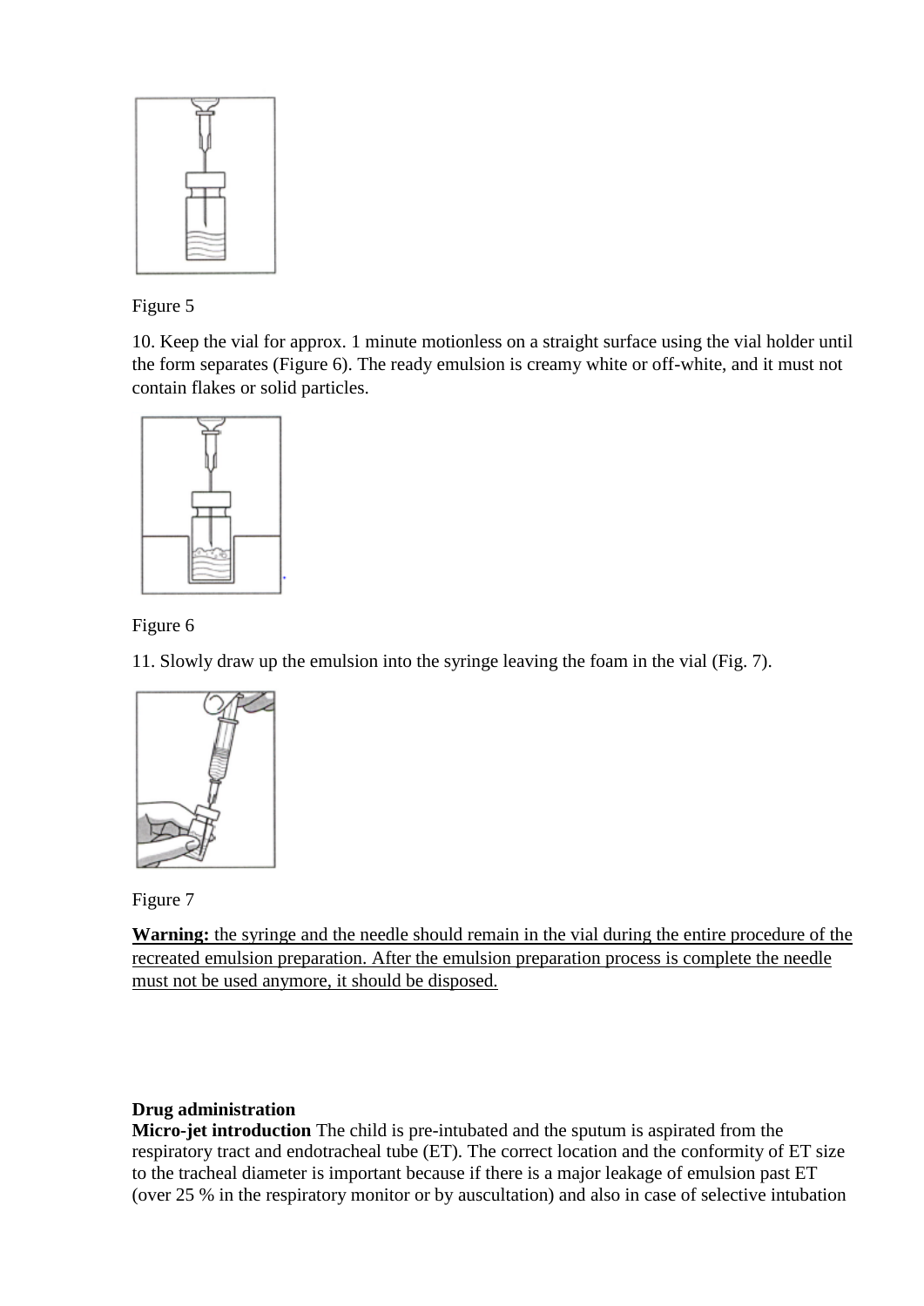Figure 5

10. Keep the vial for approx. 1 minute motionless on a straight surface using the vial holder until the form separates (Figure 6). The ready emulsion is creamy white or off-white, and it must not contain flakes or solid particles.

Figure 6

11. Slowly draw up the emulsion into the syringe leaving the foam in the vial (Fig. 7).

Figure 7

**Warning:** the syringe and the needle should remain in the vial during the entire procedure of the recreated emulsion preparation. After the emulsion preparation process is complete the needle must not be used anymore, it should be disposed.

**Drug administration**

**Micro-jet introduction** The child is pre-intubated and the sputum is aspirated from the respiratory tract and endotracheal tube (ET). The correct location and the conformity of ET size to the tracheal diameter is important because if there is a major leakage of emulsion past ET (over 25 % in the respiratory monitor or by auscultation) and also in case of selective intubation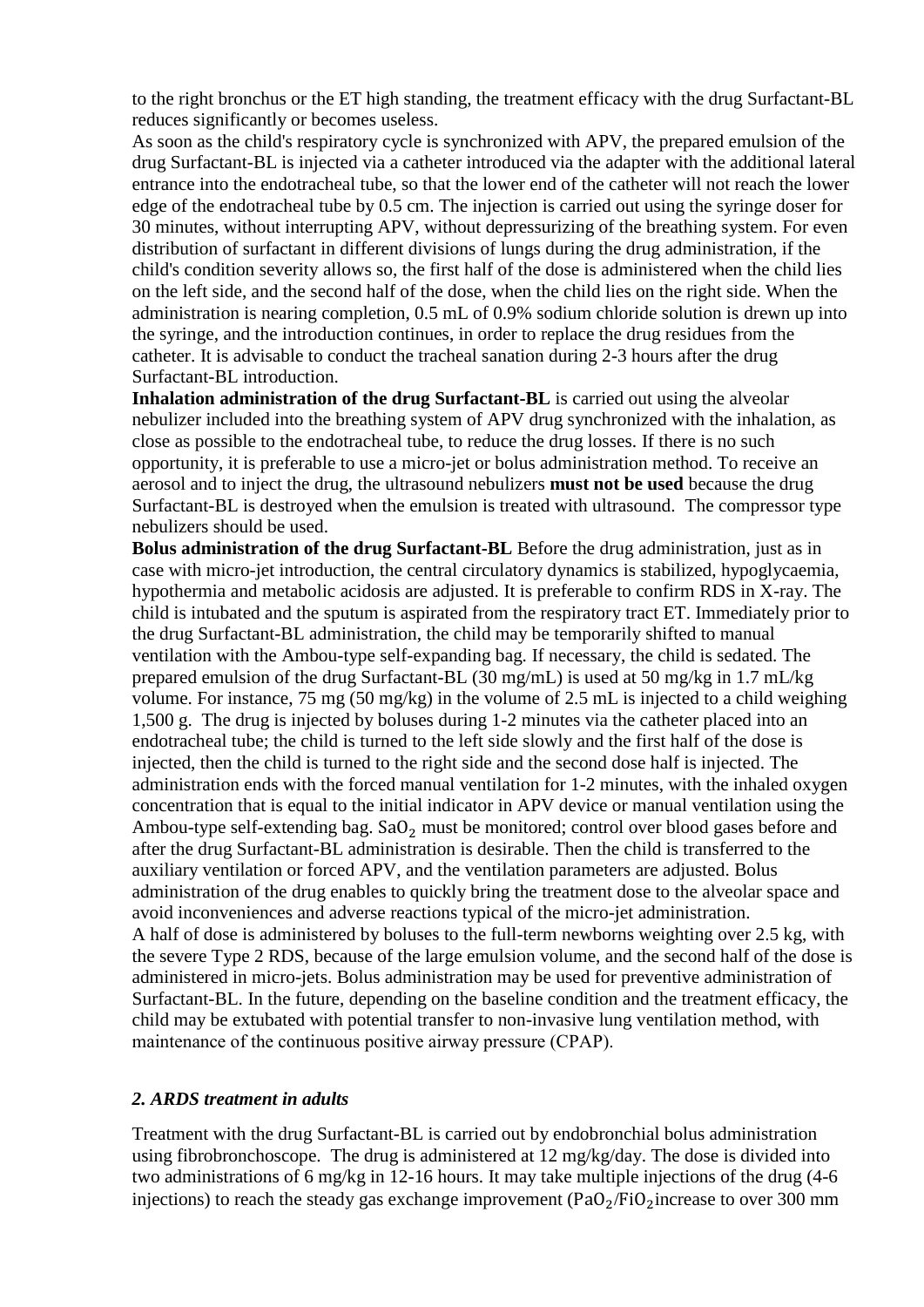to the right bronchus or the ET high standing, the treatment efficacy with the drug Surfactant-BL reduces significantly or becomes useless.

As soon as the child's respiratory cycle is synchronized with APV, the prepared emulsion of the drug Surfactant-BL is injected via a catheter introduced via the adapter with the additional lateral entrance into the endotracheal tube, so that the lower end of the catheter will not reach the lower edge of the endotracheal tube by 0.5 cm. The injection is carried out using the syringe doser for 30 minutes, without interrupting APV, without depressurizing of the breathing system. For even distribution of surfactant in different divisions of lungs during the drug administration, if the child's condition severity allows so, the first half of the dose is administered when the child lies on the left side, and the second half of the dose, when the child lies on the right side. When the administration is nearing completion, 0.5 mL of 0.9% sodium chloride solution is drewn up into the syringe, and the introduction continues, in order to replace the drug residues from the catheter. It is advisable to conduct the tracheal sanation during 2-3 hours after the drug Surfactant-BL introduction.

**Inhalation administration of the drug Surfactant-BL** is carried out using the alveolar nebulizer included into the breathing system of APV drug synchronized with the inhalation, as close as possible to the endotracheal tube, to reduce the drug losses. If there is no such opportunity, it is preferable to use a micro-jet or bolus administration method. To receive an aerosol and to inject the drug, the ultrasound nebulizers **must not be used** because the drug Surfactant-BL is destroyed when the emulsion is treated with ultrasound. The compressor type nebulizers should be used.

**Bolus administration of the drug Surfactant-BL** Before the drug administration, just as in case with micro-jet introduction, the central circulatory dynamics is stabilized, hypoglycaemia, hypothermia and metabolic acidosis are adjusted. It is preferable to confirm RDS in X-ray. The child is intubated and the sputum is aspirated from the respiratory tract ET. Immediately prior to the drug Surfactant-BL administration, the child may be temporarily shifted to manual ventilation with the Ambou-type self-expanding bag. If necessary, the child is sedated. The prepared emulsion of the drug Surfactant-BL (30 mg/mL) is used at 50 mg/kg in 1.7 mL/kg volume. For instance, 75 mg (50 mg/kg) in the volume of 2.5 mL is injected to a child weighing 1,500 g. The drug is injected by boluses during 1-2 minutes via the catheter placed into an endotracheal tube; the child is turned to the left side slowly and the first half of the dose is injected, then the child is turned to the right side and the second dose half is injected. The administration ends with the forced manual ventilation for 1-2 minutes, with the inhaled oxygen concentration that is equal to the initial indicator in APV device or manual ventilation using the Ambou-type self-extending bag. $SaO_2$ must be monitored; control over blood gases before and after the drug Surfactant-BL administration is desirable. Then the child is transferred to the auxiliary ventilation or forced APV, and the ventilation parameters are adjusted. Bolus administration of the drug enables to quickly bring the treatment dose to the alveolar space and avoid inconveniences and adverse reactions typical of the micro-jet administration.

A half of dose is administered by boluses to the full-term newborns weighting over 2.5 kg, with the severe Type 2 RDS, because of the large emulsion volume, and the second half of the dose is administered in micro-jets. Bolus administration may be used for preventive administration of Surfactant-BL. In the future, depending on the baseline condition and the treatment efficacy, the child may be extubated with potential transfer to non-invasive lung ventilation method, with maintenance of the continuous positive airway pressure (CPAP).

### *2. ARDS treatment in adults*

Treatment with the drug Surfactant-BL is carried out by endobronchial bolus administration using fibrobronchoscope. The drug is administered at 12 mg/kg/day. The dose is divided into two administrations of 6 mg/kg in 12-16 hours. It may take multiple injections of the drug (4-6 injections) to reach the steady gas exchange improvement ($PaO_2/FiO_2$ increase to over 300 mm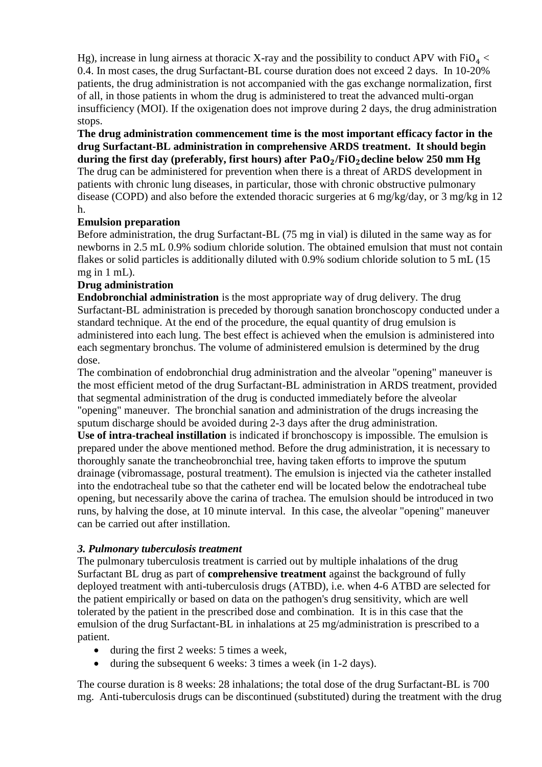Hg), increase in lung airness at thoracic X-ray and the possibility to conduct APV with $FiO_4 <$ 0.4. In most cases, the drug Surfactant-BL course duration does not exceed 2 days. In 10-20% patients, the drug administration is not accompanied with the gas exchange normalization, first of all, in those patients in whom the drug is administered to treat the advanced multi-organ insufficiency (MOI). If the oxigenation does not improve during 2 days, the drug administration stops.

**The drug administration commencement time is the most important efficacy factor in the drug Surfactant-BL administration in comprehensive ARDS treatment. It should begin during the first day (preferably, first hours) after $PaO_2/FiO_2$ decline below 250 mm Hg**

The drug can be administered for prevention when there is a threat of ARDS development in patients with chronic lung diseases, in particular, those with chronic obstructive pulmonary disease (COPD) and also before the extended thoracic surgeries at 6 mg/kg/day, or 3 mg/kg in 12 h.

**Emulsion preparation**

Before administration, the drug Surfactant-BL (75 mg in vial) is diluted in the same way as for newborns in 2.5 mL 0.9% sodium chloride solution. The obtained emulsion that must not contain flakes or solid particles is additionally diluted with 0.9% sodium chloride solution to 5 mL (15 mg in 1 mL).

**Drug administration**

**Endobronchial administration** is the most appropriate way of drug delivery. The drug Surfactant-BL administration is preceded by thorough sanation bronchoscopy conducted under a standard technique. At the end of the procedure, the equal quantity of drug emulsion is administered into each lung. The best effect is achieved when the emulsion is administered into each segmentary bronchus. The volume of administered emulsion is determined by the drug dose.

The combination of endobronchial drug administration and the alveolar "opening" maneuver is the most efficient metod of the drug Surfactant-BL administration in ARDS treatment, provided that segmental administration of the drug is conducted immediately before the alveolar "opening" maneuver. The bronchial sanation and administration of the drugs increasing the sputum discharge should be avoided during 2-3 days after the drug administration.

**Use of intra-tracheal instillation** is indicated if bronchoscopy is impossible. The emulsion is prepared under the above mentioned method. Before the drug administration, it is necessary to thoroughly sanate the trancheobronchial tree, having taken efforts to improve the sputum drainage (vibromassage, postural treatment). The emulsion is injected via the catheter installed into the endotracheal tube so that the catheter end will be located below the endotracheal tube opening, but necessarily above the carina of trachea. The emulsion should be introduced in two runs, by halving the dose, at 10 minute interval. In this case, the alveolar "opening" maneuver can be carried out after instillation.

***3. Pulmonary tuberculosis treatment***

The pulmonary tuberculosis treatment is carried out by multiple inhalations of the drug Surfactant BL drug as part of **comprehensive treatment** against the background of fully deployed treatment with anti-tuberculosis drugs (ATBD), i.e. when 4-6 ATBD are selected for the patient empirically or based on data on the pathogen's drug sensitivity, which are well tolerated by the patient in the prescribed dose and combination. It is in this case that the emulsion of the drug Surfactant-BL in inhalations at 25 mg/administration is prescribed to a patient.

- during the first 2 weeks: 5 times a week,
- during the subsequent 6 weeks: 3 times a week (in 1-2 days).

The course duration is 8 weeks: 28 inhalations; the total dose of the drug Surfactant-BL is 700 mg. Anti-tuberculosis drugs can be discontinued (substituted) during the treatment with the drug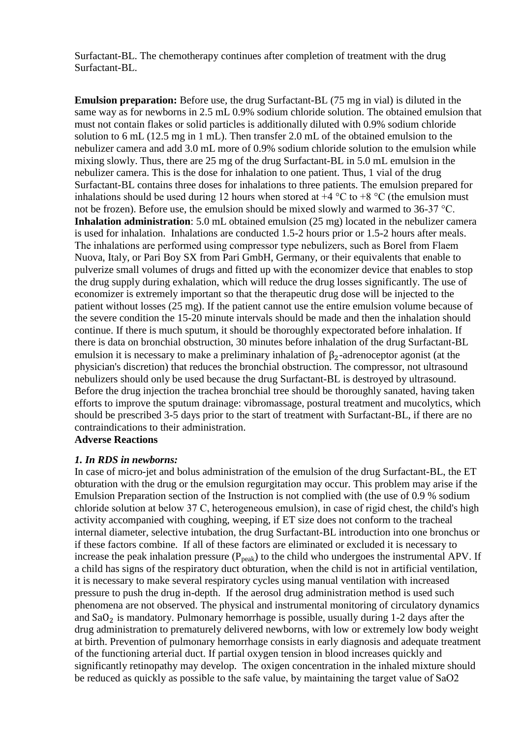Surfactant-BL. The chemotherapy continues after completion of treatment with the drug Surfactant-BL.

**Emulsion preparation:** Before use, the drug Surfactant-BL (75 mg in vial) is diluted in the same way as for newborns in 2.5 mL 0.9% sodium chloride solution. The obtained emulsion that must not contain flakes or solid particles is additionally diluted with 0.9% sodium chloride solution to 6 mL (12.5 mg in 1 mL). Then transfer 2.0 mL of the obtained emulsion to the nebulizer camera and add 3.0 mL more of 0.9% sodium chloride solution to the emulsion while mixing slowly. Thus, there are 25 mg of the drug Surfactant-BL in 5.0 mL emulsion in the nebulizer camera. This is the dose for inhalation to one patient. Thus, 1 vial of the drug Surfactant-BL contains three doses for inhalations to three patients. The emulsion prepared for inhalations should be used during 12 hours when stored at +4 °C to +8 °C (the emulsion must not be frozen). Before use, the emulsion should be mixed slowly and warmed to 36-37 °C.

**Inhalation administration**: 5.0 mL obtained emulsion (25 mg) located in the nebulizer camera is used for inhalation. Inhalations are conducted 1.5-2 hours prior or 1.5-2 hours after meals. The inhalations are performed using compressor type nebulizers, such as Borel from Flaem Nuova, Italy, or Pari Boy SX from Pari GmbH, Germany, or their equivalents that enable to pulverize small volumes of drugs and fitted up with the economizer device that enables to stop the drug supply during exhalation, which will reduce the drug losses significantly. The use of economizer is extremely important so that the therapeutic drug dose will be injected to the patient without losses (25 mg). If the patient cannot use the entire emulsion volume because of the severe condition the 15-20 minute intervals should be made and then the inhalation should continue. If there is much sputum, it should be thoroughly expectorated before inhalation. If there is data on bronchial obstruction, 30 minutes before inhalation of the drug Surfactant-BL emulsion it is necessary to make a preliminary inhalation of $\beta_2$-adrenoceptor agonist (at the physician's discretion) that reduces the bronchial obstruction. The compressor, not ultrasound nebulizers should only be used because the drug Surfactant-BL is destroyed by ultrasound. Before the drug injection the trachea bronchial tree should be thoroughly sanated, having taken efforts to improve the sputum drainage: vibromassage, postural treatment and mucolytics, which should be prescribed 3-5 days prior to the start of treatment with Surfactant-BL, if there are no contraindications to their administration.

**Adverse Reactions**

***1. In RDS in newborns:***

In case of micro-jet and bolus administration of the emulsion of the drug Surfactant-BL, the ET obturation with the drug or the emulsion regurgitation may occur. This problem may arise if the Emulsion Preparation section of the Instruction is not complied with (the use of 0.9 % sodium chloride solution at below 37 C, heterogeneous emulsion), in case of rigid chest, the child's high activity accompanied with coughing, weeping, if ET size does not conform to the tracheal internal diameter, selective intubation, the drug Surfactant-BL introduction into one bronchus or if these factors combine. If all of these factors are eliminated or excluded it is necessary to increase the peak inhalation pressure ($P_{peak}$) to the child who undergoes the instrumental APV. If a child has signs of the respiratory duct obturation, when the child is not in artificial ventilation, it is necessary to make several respiratory cycles using manual ventilation with increased pressure to push the drug in-depth. If the aerosol drug administration method is used such phenomena are not observed. The physical and instrumental monitoring of circulatory dynamics and $SaO_2$ is mandatory. Pulmonary hemorrhage is possible, usually during 1-2 days after the drug administration to prematurely delivered newborns, with low or extremely low body weight at birth. Prevention of pulmonary hemorrhage consists in early diagnosis and adequate treatment of the functioning arterial duct. If partial oxygen tension in blood increases quickly and significantly retinopathy may develop. The oxygen concentration in the inhaled mixture should be reduced as quickly as possible to the safe value, by maintaining the target value of SaO2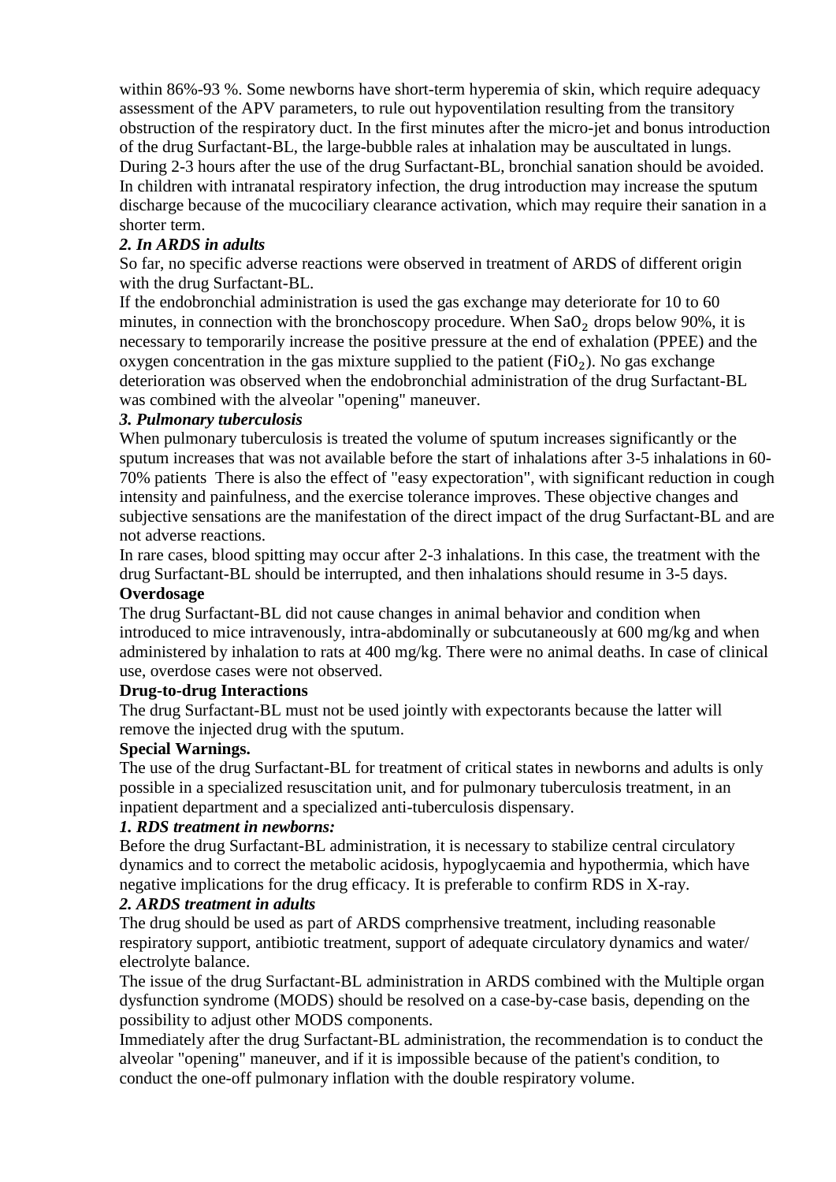within 86%-93 %. Some newborns have short-term hyperemia of skin, which require adequacy assessment of the APV parameters, to rule out hypoventilation resulting from the transitory obstruction of the respiratory duct. In the first minutes after the micro-jet and bonus introduction of the drug Surfactant-BL, the large-bubble rales at inhalation may be auscultated in lungs. During 2-3 hours after the use of the drug Surfactant-BL, bronchial sanation should be avoided. In children with intranatal respiratory infection, the drug introduction may increase the sputum discharge because of the mucociliary clearance activation, which may require their sanation in a shorter term.

***2. In ARDS in adults***

So far, no specific adverse reactions were observed in treatment of ARDS of different origin with the drug Surfactant-BL.

If the endobronchial administration is used the gas exchange may deteriorate for 10 to 60 minutes, in connection with the bronchoscopy procedure. When $SaO_2$ drops below 90%, it is necessary to temporarily increase the positive pressure at the end of exhalation (PPEE) and the oxygen concentration in the gas mixture supplied to the patient ($FiO_2$). No gas exchange deterioration was observed when the endobronchial administration of the drug Surfactant-BL was combined with the alveolar "opening" maneuver.

***3. Pulmonary tuberculosis***

When pulmonary tuberculosis is treated the volume of sputum increases significantly or the sputum increases that was not available before the start of inhalations after 3-5 inhalations in 60-70% patients There is also the effect of "easy expectoration", with significant reduction in cough intensity and painfulness, and the exercise tolerance improves. These objective changes and subjective sensations are the manifestation of the direct impact of the drug Surfactant-BL and are not adverse reactions.

In rare cases, blood spitting may occur after 2-3 inhalations. In this case, the treatment with the drug Surfactant-BL should be interrupted, and then inhalations should resume in 3-5 days.

**Overdosage**

The drug Surfactant-BL did not cause changes in animal behavior and condition when introduced to mice intravenously, intra-abdominally or subcutaneously at 600 mg/kg and when administered by inhalation to rats at 400 mg/kg. There were no animal deaths. In case of clinical use, overdose cases were not observed.

**Drug-to-drug Interactions**

The drug Surfactant-BL must not be used jointly with expectorants because the latter will remove the injected drug with the sputum.

**Special Warnings.**

The use of the drug Surfactant-BL for treatment of critical states in newborns and adults is only possible in a specialized resuscitation unit, and for pulmonary tuberculosis treatment, in an inpatient department and a specialized anti-tuberculosis dispensary.

***1. RDS treatment in newborns:***

Before the drug Surfactant-BL administration, it is necessary to stabilize central circulatory dynamics and to correct the metabolic acidosis, hypoglycaemia and hypothermia, which have negative implications for the drug efficacy. It is preferable to confirm RDS in X-ray.

***2. ARDS treatment in adults***

The drug should be used as part of ARDS comprhensive treatment, including reasonable respiratory support, antibiotic treatment, support of adequate circulatory dynamics and water/ electrolyte balance.

The issue of the drug Surfactant-BL administration in ARDS combined with the Multiple organ dysfunction syndrome (MODS) should be resolved on a case-by-case basis, depending on the possibility to adjust other MODS components.

Immediately after the drug Surfactant-BL administration, the recommendation is to conduct the alveolar "opening" maneuver, and if it is impossible because of the patient's condition, to conduct the one-off pulmonary inflation with the double respiratory volume.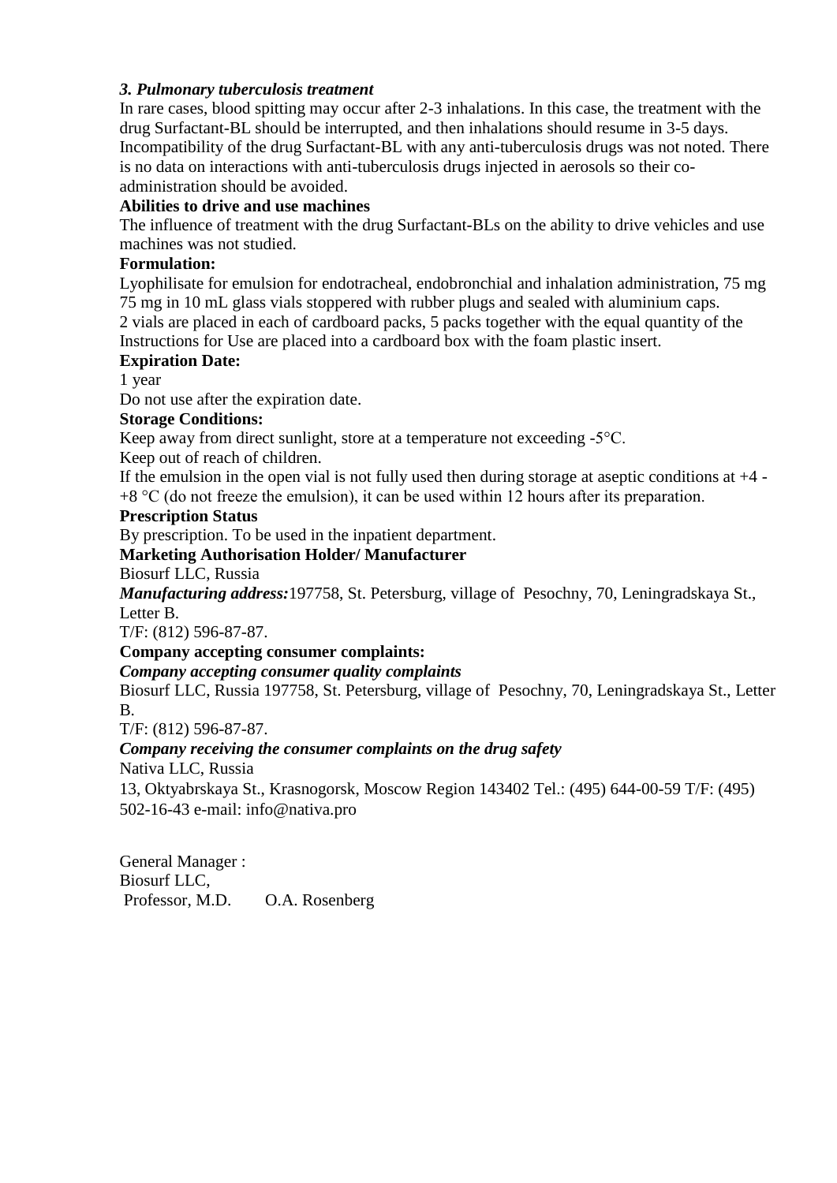### *3. Pulmonary tuberculosis treatment*

In rare cases, blood spitting may occur after 2-3 inhalations. In this case, the treatment with the drug Surfactant-BL should be interrupted, and then inhalations should resume in 3-5 days. Incompatibility of the drug Surfactant-BL with any anti-tuberculosis drugs was not noted. There is no data on interactions with anti-tuberculosis drugs injected in aerosols so their co-administration should be avoided.

**Abilities to drive and use machines**

The influence of treatment with the drug Surfactant-BLs on the ability to drive vehicles and use machines was not studied.

**Formulation:**

Lyophilisate for emulsion for endotracheal, endobronchial and inhalation administration, 75 mg 75 mg in 10 mL glass vials stoppered with rubber plugs and sealed with aluminium caps.
2 vials are placed in each of cardboard packs, 5 packs together with the equal quantity of the Instructions for Use are placed into a cardboard box with the foam plastic insert.

**Expiration Date:**

1 year

Do not use after the expiration date.

**Storage Conditions:**

Keep away from direct sunlight, store at a temperature not exceeding -5°C.

Keep out of reach of children.

If the emulsion in the open vial is not fully used then during storage at aseptic conditions at +4 - +8 °C (do not freeze the emulsion), it can be used within 12 hours after its preparation.

**Prescription Status**

By prescription. To be used in the inpatient department.

**Marketing Authorisation Holder/ Manufacturer**

Biosurf LLC, Russia

***Manufacturing address:***197758, St. Petersburg, village of Pesochny, 70, Leningradskaya St., Letter B.

T/F: (812) 596-87-87.

**Company accepting consumer complaints:**

***Company accepting consumer quality complaints***

Biosurf LLC, Russia 197758, St. Petersburg, village of Pesochny, 70, Leningradskaya St., Letter B.

T/F: (812) 596-87-87.

***Company receiving the consumer complaints on the drug safety***

Nativa LLC, Russia

13, Oktyabrskaya St., Krasnogorsk, Moscow Region 143402 Tel.: (495) 644-00-59 T/F: (495) 502-16-43 e-mail: info@nativa.pro

General Manager :
Biosurf LLC,
Professor, M.D. O.A. Rosenberg